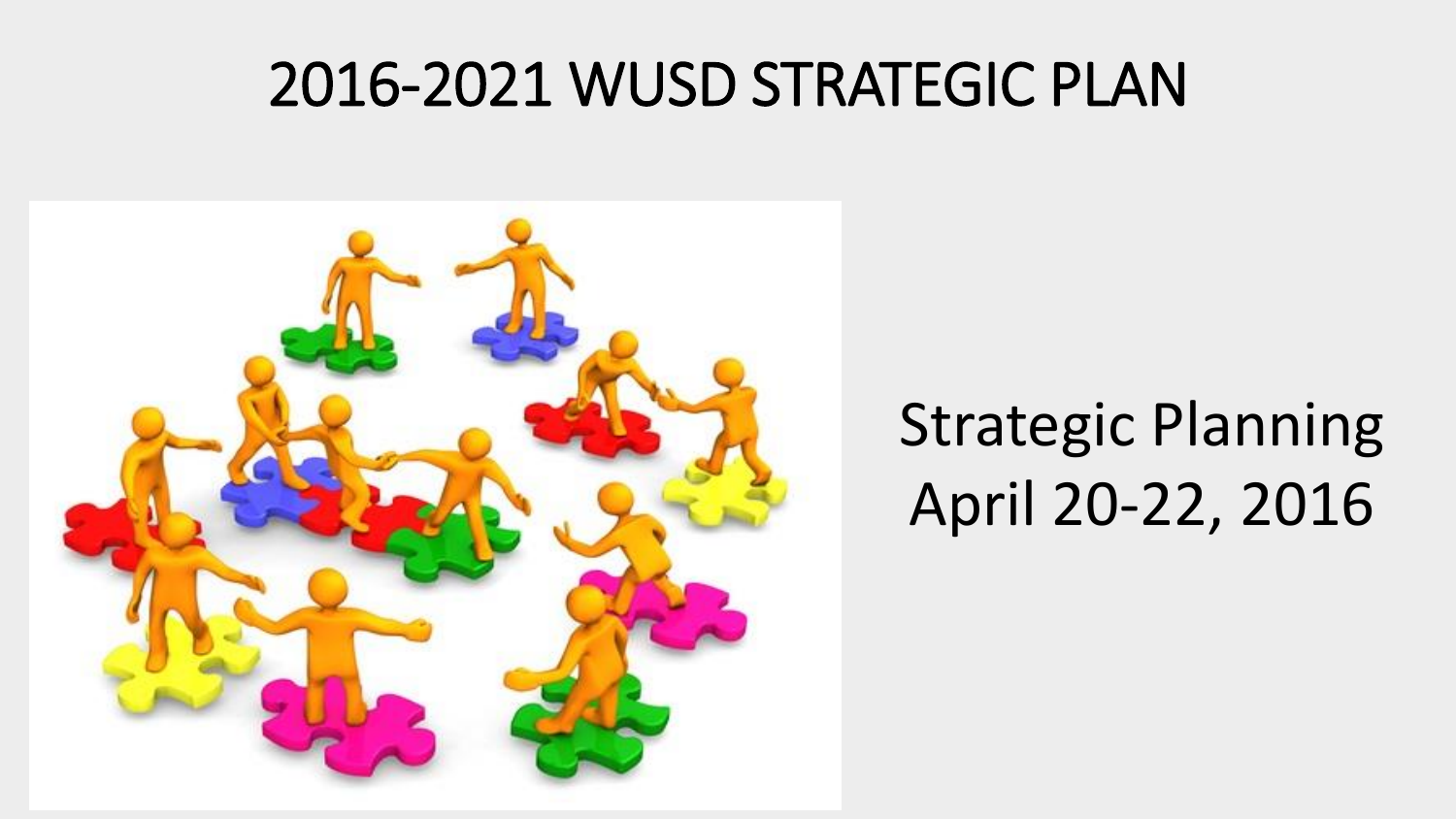# 2016-2021 WUSD STRATEGIC PLAN

Strategic Planning
April 20-22, 2016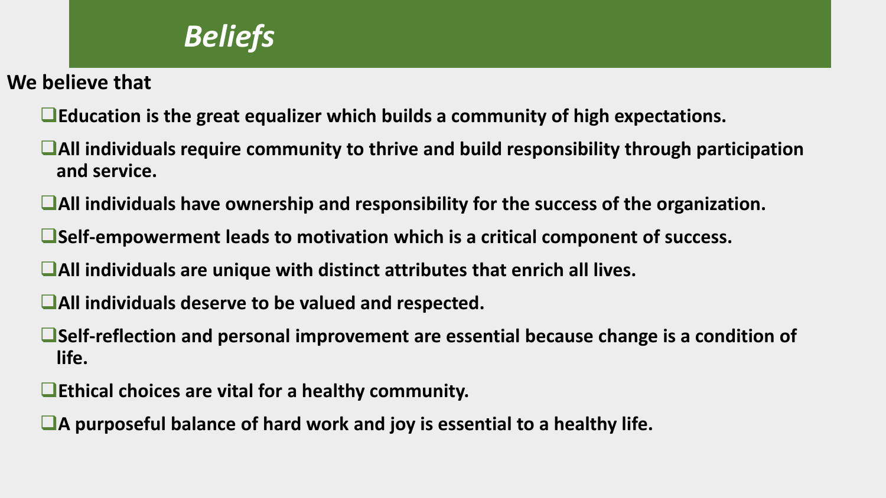# *Beliefs*

**We believe that**

- **Education is the great equalizer which builds a community of high expectations.**
- **All individuals require community to thrive and build responsibility through participation and service.**
- **All individuals have ownership and responsibility for the success of the organization.**
- **Self-empowerment leads to motivation which is a critical component of success.**
- **All individuals are unique with distinct attributes that enrich all lives.**
- **All individuals deserve to be valued and respected.**
- **Self-reflection and personal improvement are essential because change is a condition of life.**
- **Ethical choices are vital for a healthy community.**
- **A purposeful balance of hard work and joy is essential to a healthy life.**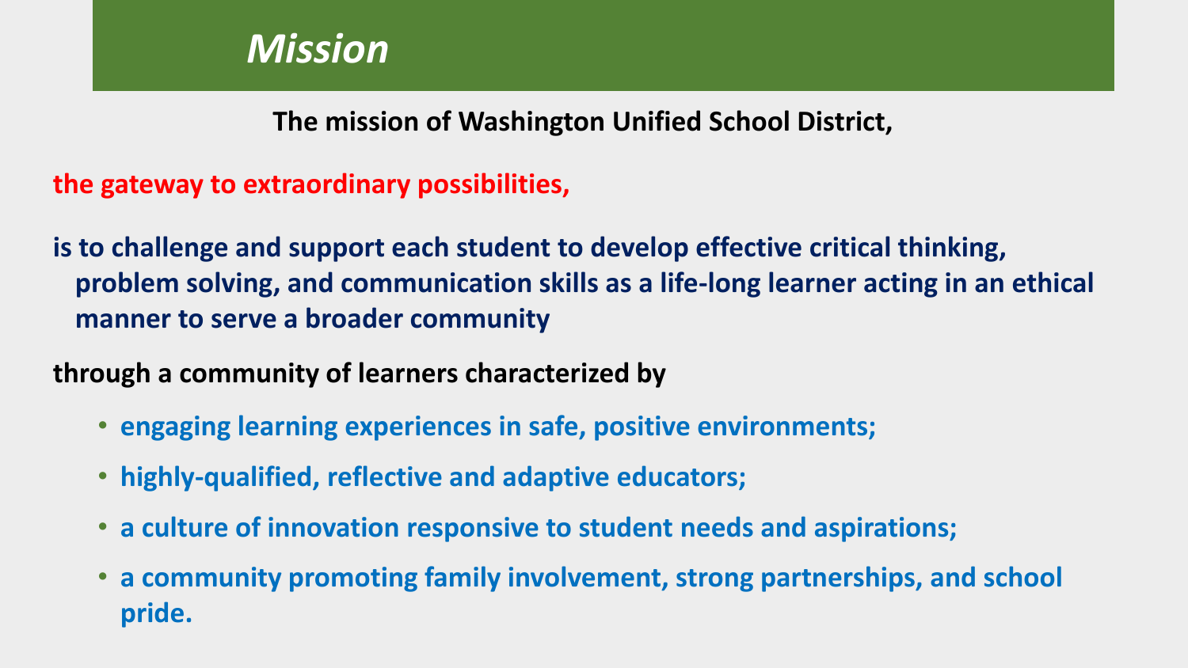# *Mission*

**The mission of Washington Unified School District,**

**the gateway to extraordinary possibilities,**

**is to challenge and support each student to develop effective critical thinking, problem solving, and communication skills as a life-long learner acting in an ethical manner to serve a broader community**

**through a community of learners characterized by**

- **engaging learning experiences in safe, positive environments;**
- **highly-qualified, reflective and adaptive educators;**
- **a culture of innovation responsive to student needs and aspirations;**
- **a community promoting family involvement, strong partnerships, and school pride.**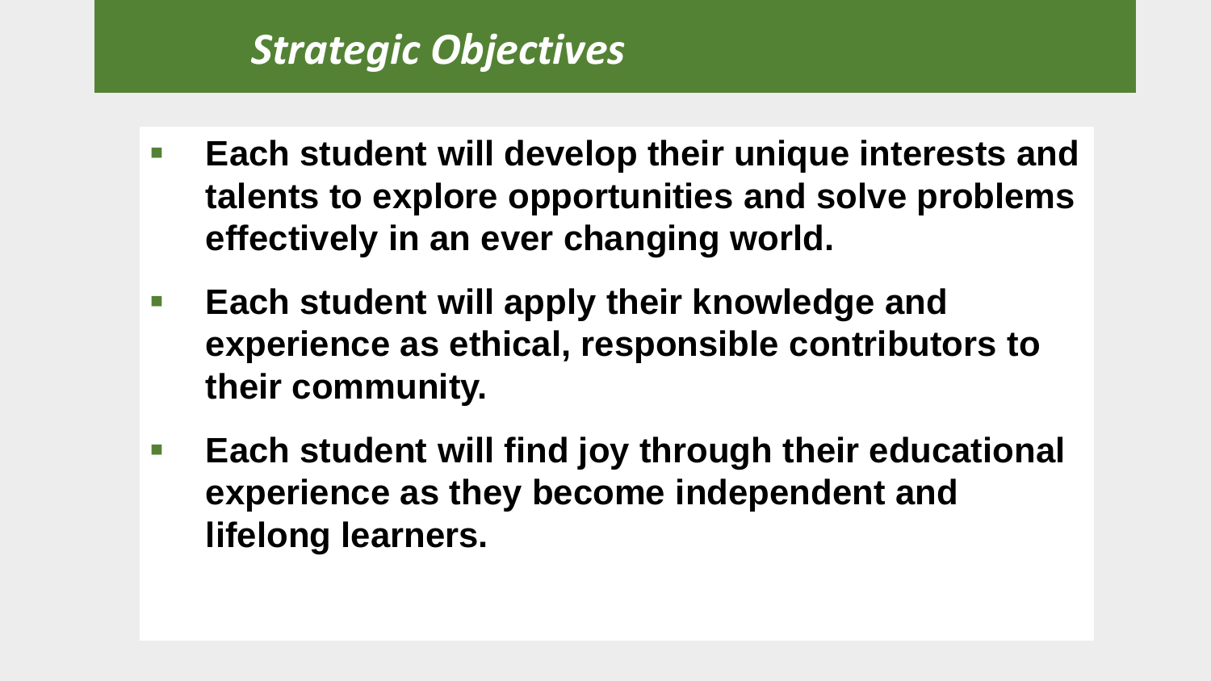## *Strategic Objectives*

- **Each student will develop their unique interests and talents to explore opportunities and solve problems effectively in an ever changing world.**
- **Each student will apply their knowledge and experience as ethical, responsible contributors to their community.**
- **Each student will find joy through their educational experience as they become independent and lifelong learners.**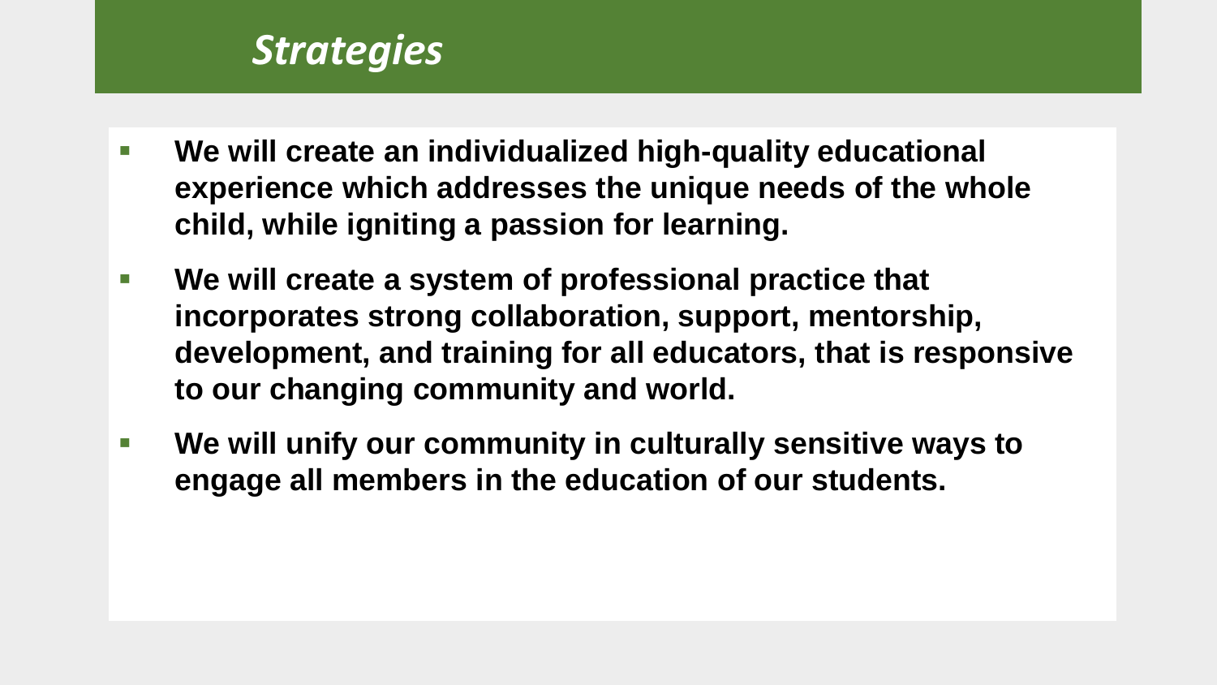# *Strategies*

- **We will create an individualized high-quality educational experience which addresses the unique needs of the whole child, while igniting a passion for learning.**
- **We will create a system of professional practice that incorporates strong collaboration, support, mentorship, development, and training for all educators, that is responsive to our changing community and world.**
- **We will unify our community in culturally sensitive ways to engage all members in the education of our students.**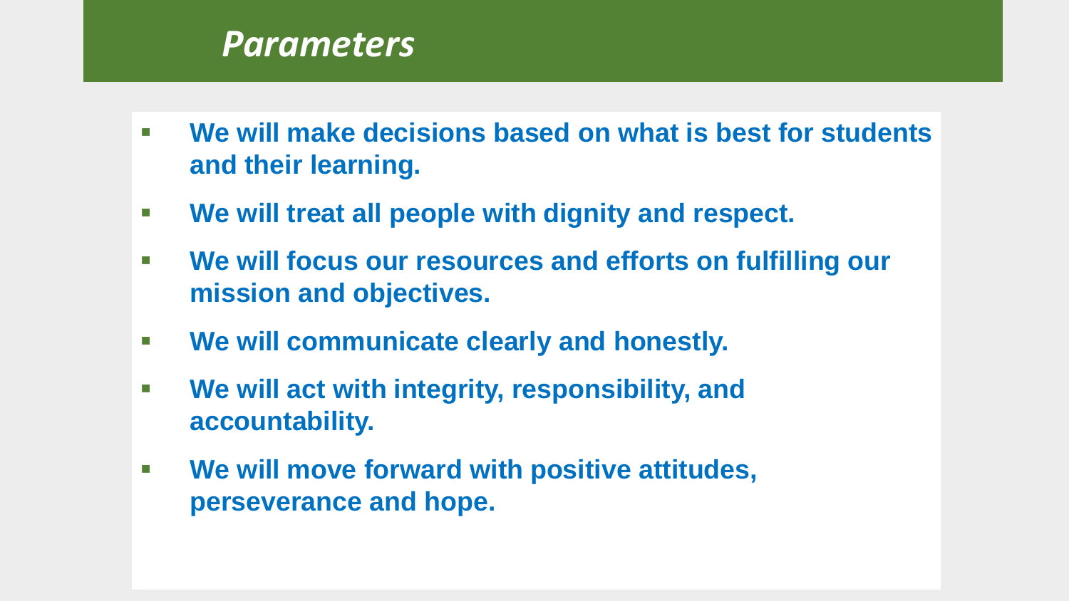# *Parameters*

- **We will make decisions based on what is best for students and their learning.**
- **We will treat all people with dignity and respect.**
- **We will focus our resources and efforts on fulfilling our mission and objectives.**
- **We will communicate clearly and honestly.**
- **We will act with integrity, responsibility, and accountability.**
- **We will move forward with positive attitudes, perseverance and hope.**